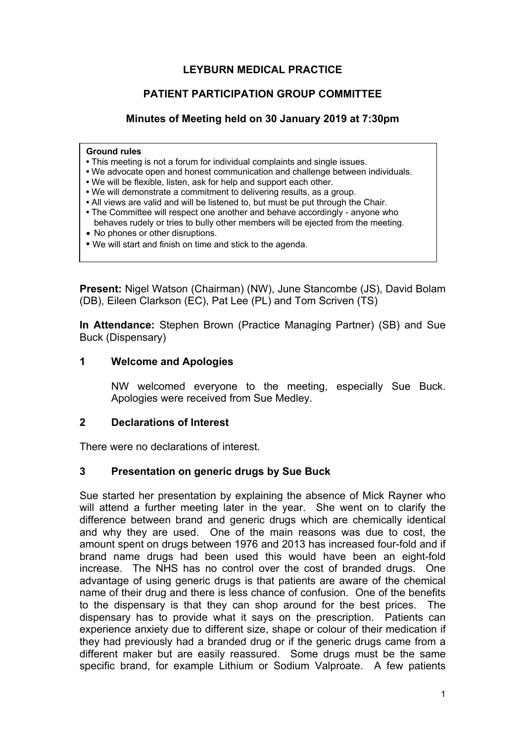# LEYBURN MEDICAL PRACTICE

## PATIENT PARTICIPATION GROUP COMMITTEE

### Minutes of Meeting held on 30 January 2019 at 7:30pm

> **Ground rules**
> - This meeting is not a forum for individual complaints and single issues.
> - We advocate open and honest communication and challenge between individuals.
> - We will be flexible, listen, ask for help and support each other.
> - We will demonstrate a commitment to delivering results, as a group.
> - All views are valid and will be listened to, but must be put through the Chair.
> - The Committee will respect one another and behave accordingly - anyone who behaves rudely or tries to bully other members will be ejected from the meeting.
> - No phones or other disruptions.
> - We will start and finish on time and stick to the agenda.

**Present:** Nigel Watson (Chairman) (NW), June Stancombe (JS), David Bolam (DB), Eileen Clarkson (EC), Pat Lee (PL) and Tom Scriven (TS)

**In Attendance:** Stephen Brown (Practice Managing Partner) (SB) and Sue Buck (Dispensary)

**1 Welcome and Apologies**

NW welcomed everyone to the meeting, especially Sue Buck. Apologies were received from Sue Medley.

**2 Declarations of Interest**

There were no declarations of interest.

**3 Presentation on generic drugs by Sue Buck**

Sue started her presentation by explaining the absence of Mick Rayner who will attend a further meeting later in the year. She went on to clarify the difference between brand and generic drugs which are chemically identical and why they are used. One of the main reasons was due to cost, the amount spent on drugs between 1976 and 2013 has increased four-fold and if brand name drugs had been used this would have been an eight-fold increase. The NHS has no control over the cost of branded drugs. One advantage of using generic drugs is that patients are aware of the chemical name of their drug and there is less chance of confusion. One of the benefits to the dispensary is that they can shop around for the best prices. The dispensary has to provide what it says on the prescription. Patients can experience anxiety due to different size, shape or colour of their medication if they had previously had a branded drug or if the generic drugs came from a different maker but are easily reassured. Some drugs must be the same specific brand, for example Lithium or Sodium Valproate. A few patients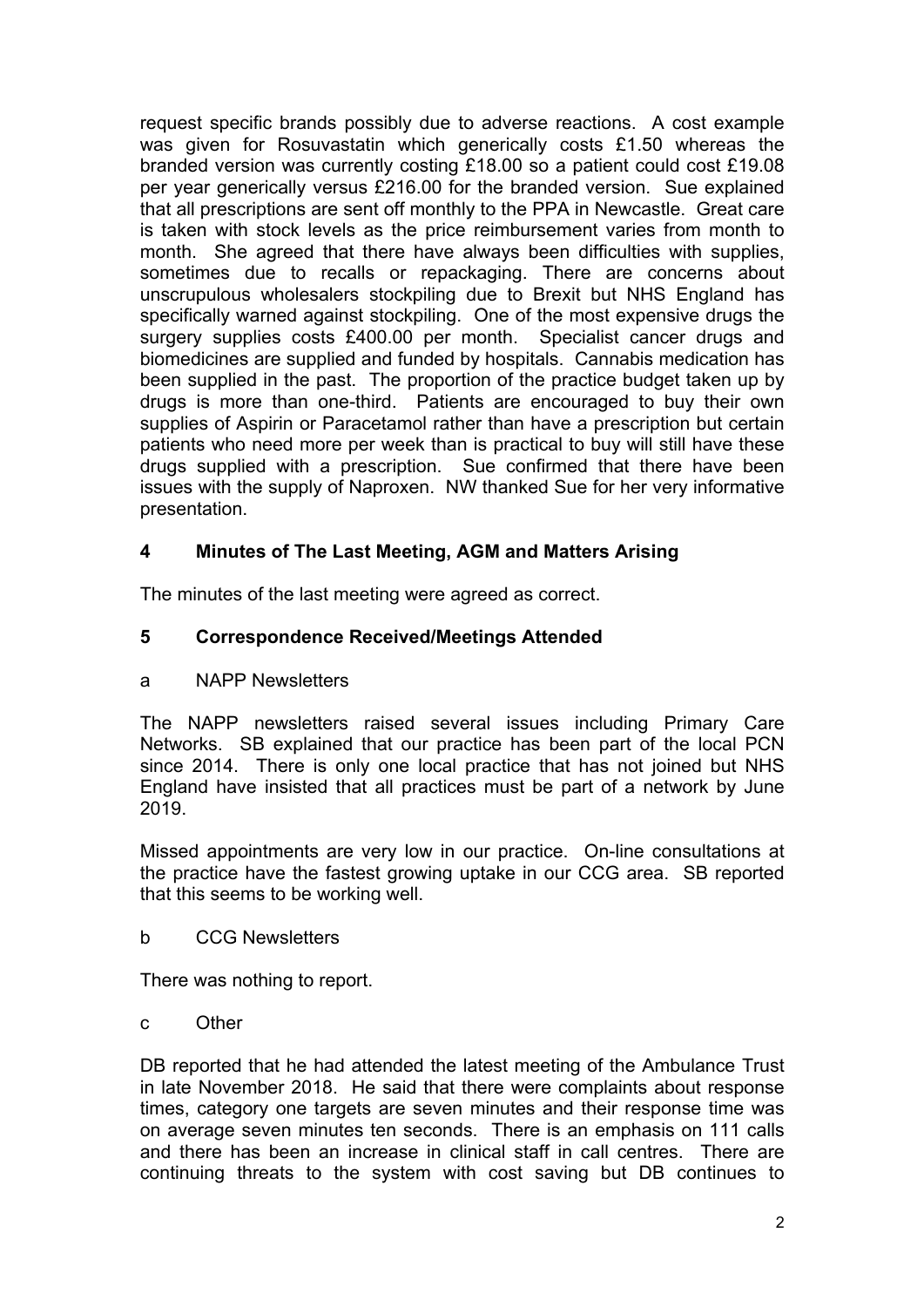request specific brands possibly due to adverse reactions. A cost example was given for Rosuvastatin which generically costs £1.50 whereas the branded version was currently costing £18.00 so a patient could cost £19.08 per year generically versus £216.00 for the branded version. Sue explained that all prescriptions are sent off monthly to the PPA in Newcastle. Great care is taken with stock levels as the price reimbursement varies from month to month. She agreed that there have always been difficulties with supplies, sometimes due to recalls or repackaging. There are concerns about unscrupulous wholesalers stockpiling due to Brexit but NHS England has specifically warned against stockpiling. One of the most expensive drugs the surgery supplies costs £400.00 per month. Specialist cancer drugs and biomedicines are supplied and funded by hospitals. Cannabis medication has been supplied in the past. The proportion of the practice budget taken up by drugs is more than one-third. Patients are encouraged to buy their own supplies of Aspirin or Paracetamol rather than have a prescription but certain patients who need more per week than is practical to buy will still have these drugs supplied with a prescription. Sue confirmed that there have been issues with the supply of Naproxen. NW thanked Sue for her very informative presentation.

## 4 Minutes of The Last Meeting, AGM and Matters Arising

The minutes of the last meeting were agreed as correct.

## 5 Correspondence Received/Meetings Attended

a NAPP Newsletters

The NAPP newsletters raised several issues including Primary Care Networks. SB explained that our practice has been part of the local PCN since 2014. There is only one local practice that has not joined but NHS England have insisted that all practices must be part of a network by June 2019.

Missed appointments are very low in our practice. On-line consultations at the practice have the fastest growing uptake in our CCG area. SB reported that this seems to be working well.

b CCG Newsletters

There was nothing to report.

c Other

DB reported that he had attended the latest meeting of the Ambulance Trust in late November 2018. He said that there were complaints about response times, category one targets are seven minutes and their response time was on average seven minutes ten seconds. There is an emphasis on 111 calls and there has been an increase in clinical staff in call centres. There are continuing threats to the system with cost saving but DB continues to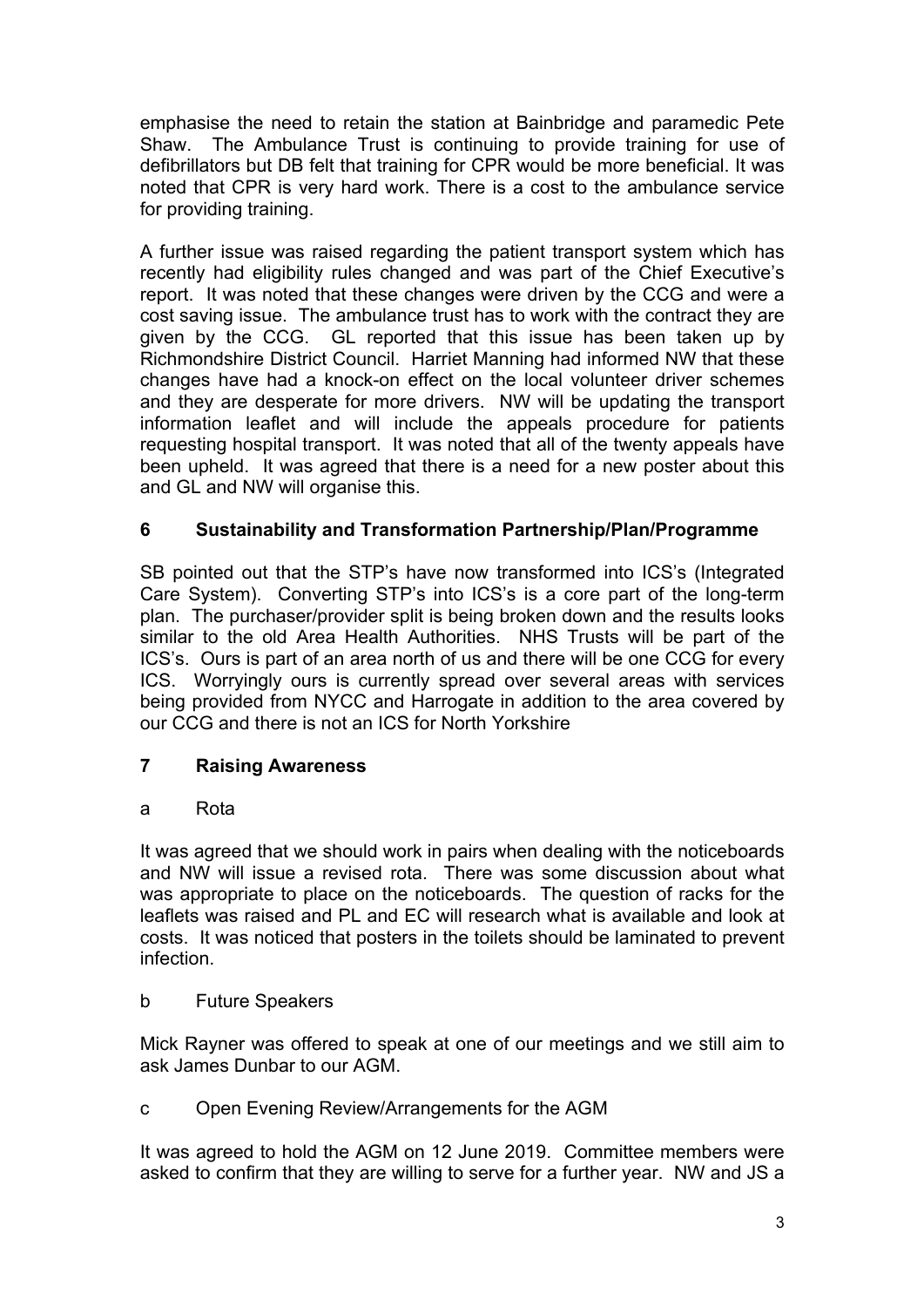emphasise the need to retain the station at Bainbridge and paramedic Pete Shaw. The Ambulance Trust is continuing to provide training for use of defibrillators but DB felt that training for CPR would be more beneficial. It was noted that CPR is very hard work. There is a cost to the ambulance service for providing training.

A further issue was raised regarding the patient transport system which has recently had eligibility rules changed and was part of the Chief Executive's report. It was noted that these changes were driven by the CCG and were a cost saving issue. The ambulance trust has to work with the contract they are given by the CCG. GL reported that this issue has been taken up by Richmondshire District Council. Harriet Manning had informed NW that these changes have had a knock-on effect on the local volunteer driver schemes and they are desperate for more drivers. NW will be updating the transport information leaflet and will include the appeals procedure for patients requesting hospital transport. It was noted that all of the twenty appeals have been upheld. It was agreed that there is a need for a new poster about this and GL and NW will organise this.

## 6 Sustainability and Transformation Partnership/Plan/Programme

SB pointed out that the STP's have now transformed into ICS's (Integrated Care System). Converting STP's into ICS's is a core part of the long-term plan. The purchaser/provider split is being broken down and the results looks similar to the old Area Health Authorities. NHS Trusts will be part of the ICS's. Ours is part of an area north of us and there will be one CCG for every ICS. Worryingly ours is currently spread over several areas with services being provided from NYCC and Harrogate in addition to the area covered by our CCG and there is not an ICS for North Yorkshire

## 7 Raising Awareness

a Rota

It was agreed that we should work in pairs when dealing with the noticeboards and NW will issue a revised rota. There was some discussion about what was appropriate to place on the noticeboards. The question of racks for the leaflets was raised and PL and EC will research what is available and look at costs. It was noticed that posters in the toilets should be laminated to prevent infection.

b Future Speakers

Mick Rayner was offered to speak at one of our meetings and we still aim to ask James Dunbar to our AGM.

c Open Evening Review/Arrangements for the AGM

It was agreed to hold the AGM on 12 June 2019. Committee members were asked to confirm that they are willing to serve for a further year. NW and JS a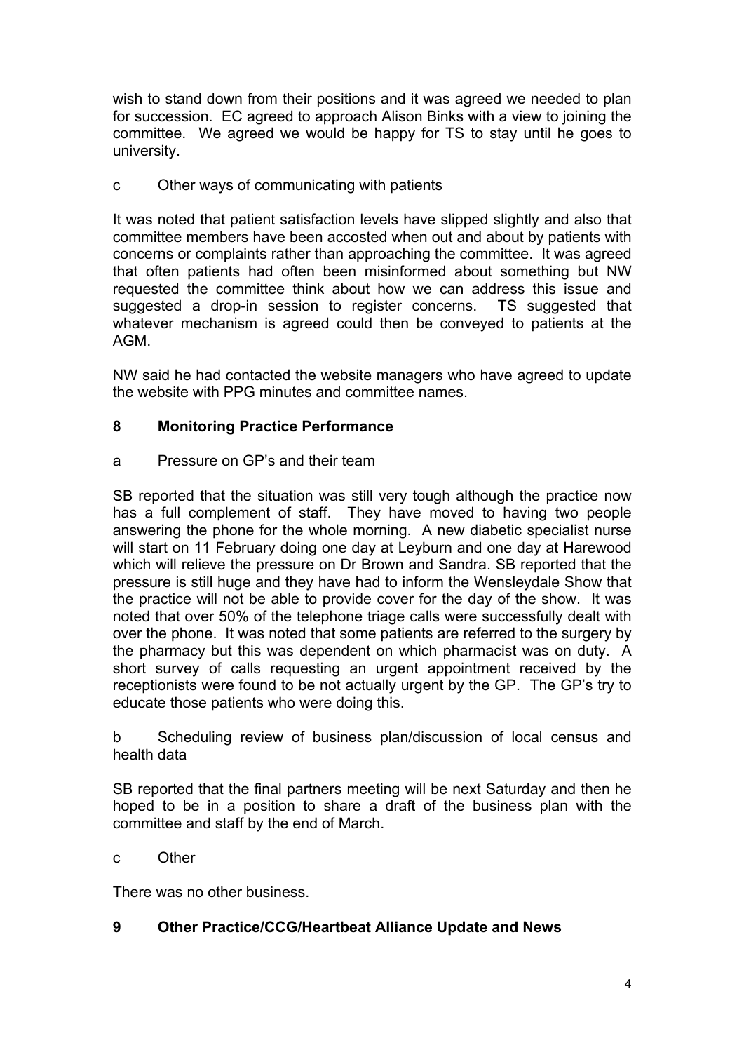wish to stand down from their positions and it was agreed we needed to plan for succession. EC agreed to approach Alison Binks with a view to joining the committee. We agreed we would be happy for TS to stay until he goes to university.

c Other ways of communicating with patients

It was noted that patient satisfaction levels have slipped slightly and also that committee members have been accosted when out and about by patients with concerns or complaints rather than approaching the committee. It was agreed that often patients had often been misinformed about something but NW requested the committee think about how we can address this issue and suggested a drop-in session to register concerns. TS suggested that whatever mechanism is agreed could then be conveyed to patients at the AGM.

NW said he had contacted the website managers who have agreed to update the website with PPG minutes and committee names.

## 8 Monitoring Practice Performance

a Pressure on GP's and their team

SB reported that the situation was still very tough although the practice now has a full complement of staff. They have moved to having two people answering the phone for the whole morning. A new diabetic specialist nurse will start on 11 February doing one day at Leyburn and one day at Harewood which will relieve the pressure on Dr Brown and Sandra. SB reported that the pressure is still huge and they have had to inform the Wensleydale Show that the practice will not be able to provide cover for the day of the show. It was noted that over 50% of the telephone triage calls were successfully dealt with over the phone. It was noted that some patients are referred to the surgery by the pharmacy but this was dependent on which pharmacist was on duty. A short survey of calls requesting an urgent appointment received by the receptionists were found to be not actually urgent by the GP. The GP's try to educate those patients who were doing this.

b Scheduling review of business plan/discussion of local census and health data

SB reported that the final partners meeting will be next Saturday and then he hoped to be in a position to share a draft of the business plan with the committee and staff by the end of March.

c Other

There was no other business.

## 9 Other Practice/CCG/Heartbeat Alliance Update and News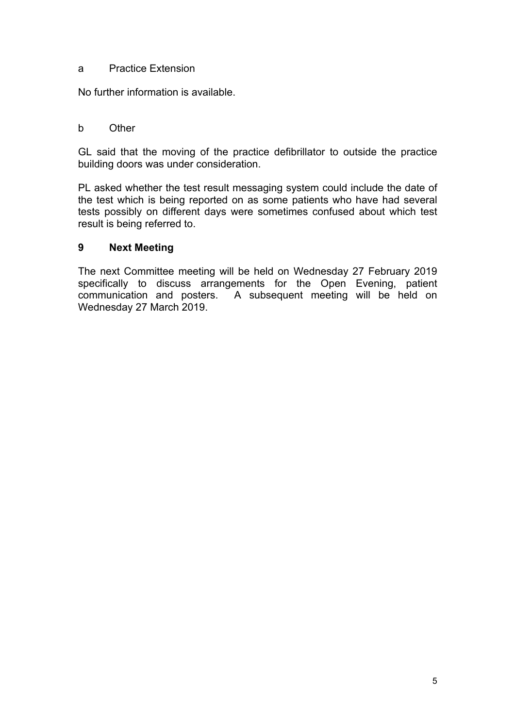a Practice Extension

No further information is available.

b Other

GL said that the moving of the practice defibrillator to outside the practice building doors was under consideration.

PL asked whether the test result messaging system could include the date of the test which is being reported on as some patients who have had several tests possibly on different days were sometimes confused about which test result is being referred to.

## 9 Next Meeting

The next Committee meeting will be held on Wednesday 27 February 2019 specifically to discuss arrangements for the Open Evening, patient communication and posters. A subsequent meeting will be held on Wednesday 27 March 2019.